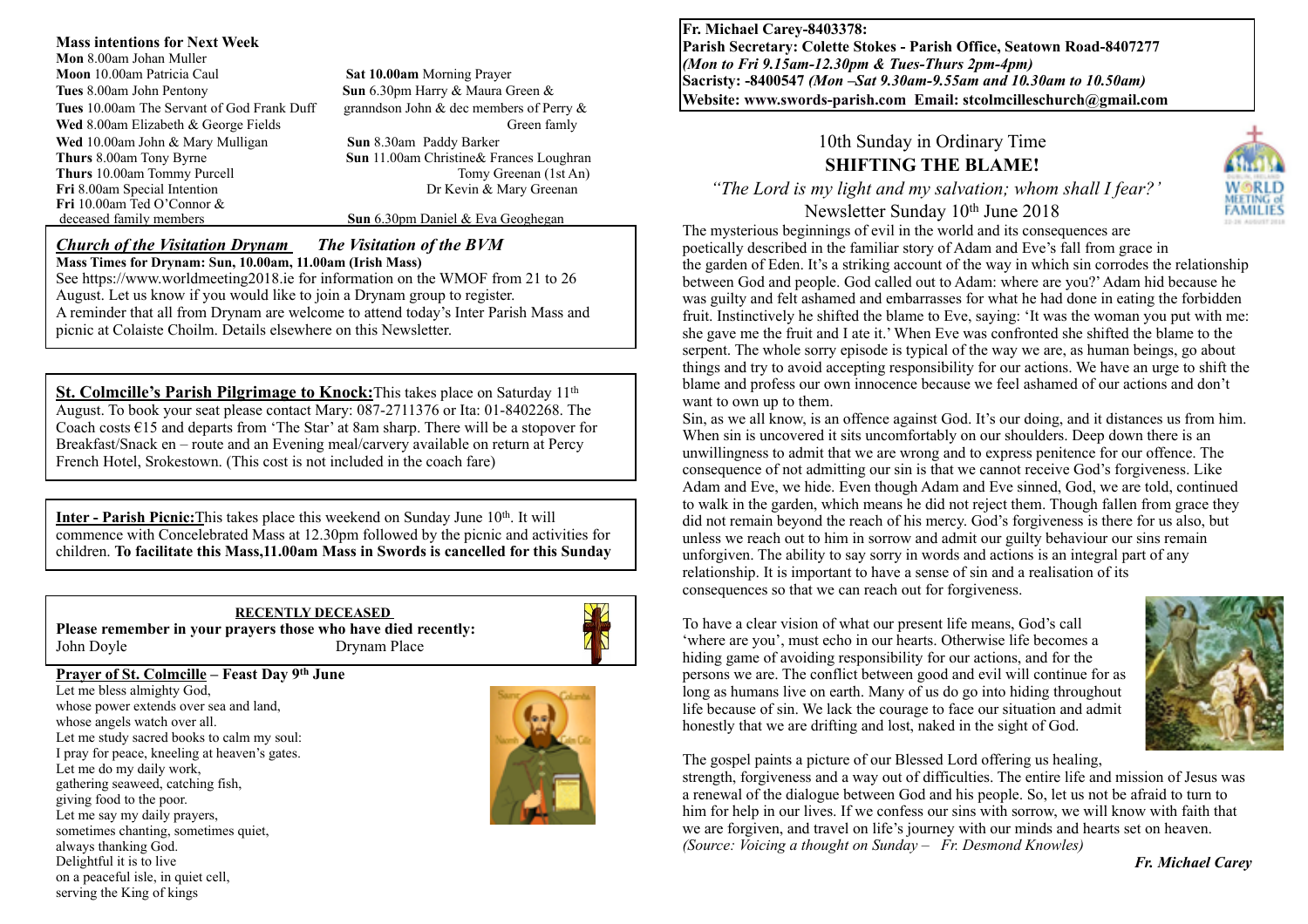## Mass intentions for Next Week

**Mon** 8.00am Johan Muller
**Moon** 10.00am Patricia Caul
**Tues** 8.00am John Pentony
**Tues** 10.00am The Servant of God Frank Duff
**Wed** 8.00am Elizabeth & George Fields
**Wed** 10.00am John & Mary Mulligan
**Thurs** 8.00am Tony Byrne
**Thurs** 10.00am Tommy Purcell
**Fri** 8.00am Special Intention
**Fri** 10.00am Ted O'Connor & deceased family members
**Sat 10.00am** Morning Prayer
**Sun** 6.30pm Harry & Maura Green & granndson John & dec members of Perry & Green famly
**Sun** 8.30am Paddy Barker
**Sun** 11.00am Christine& Frances Loughran Tomy Greenan (1st An) Dr Kevin & Mary Greenan
**Sun** 6.30pm Daniel & Eva Geoghegan

### *Church of the Visitation Drynam* *The Visitation of the BVM*

**Mass Times for Drynam: Sun, 10.00am, 11.00am (Irish Mass)**

See https://www.worldmeeting2018.ie for information on the WMOF from 21 to 26 August. Let us know if you would like to join a Drynam group to register.
A reminder that all from Drynam are welcome to attend today's Inter Parish Mass and picnic at Colaiste Choilm. Details elsewhere on this Newsletter.

**St. Colmcille's Parish Pilgrimage to Knock:** This takes place on Saturday 11th August. To book your seat please contact Mary: 087-2711376 or Ita: 01-8402268. The Coach costs €15 and departs from 'The Star' at 8am sharp. There will be a stopover for Breakfast/Snack en – route and an Evening meal/carvery available on return at Percy French Hotel, Srokestown. (This cost is not included in the coach fare)

**Inter - Parish Picnic:** This takes place this weekend on Sunday June 10th. It will commence with Concelebrated Mass at 12.30pm followed by the picnic and activities for children. **To facilitate this Mass,11.00am Mass in Swords is cancelled for this Sunday**

**RECENTLY DECEASED**
**Please remember in your prayers those who have died recently:**
John Doyle Drynam Place

### Prayer of St. Colmcille – Feast Day 9th June

Let me bless almighty God,
whose power extends over sea and land,
whose angels watch over all.
Let me study sacred books to calm my soul:
I pray for peace, kneeling at heaven's gates.
Let me do my daily work,
gathering seaweed, catching fish,
giving food to the poor.
Let me say my daily prayers,
sometimes chanting, sometimes quiet,
always thanking God.
Delightful it is to live
on a peaceful isle, in quiet cell,
serving the King of kings

**Fr. Michael Carey-8403378:**
**Parish Secretary: Colette Stokes - Parish Office, Seatown Road-8407277**
***(Mon to Fri 9.15am-12.30pm & Tues-Thurs 2pm-4pm)***
**Sacristy: -8400547** ***(Mon –Sat 9.30am-9.55am and 10.30am to 10.50am)***
**Website: www.swords-parish.com Email: stcolmcilleschurch@gmail.com**

# 10th Sunday in Ordinary Time
# SHIFTING THE BLAME!

*"The Lord is my light and my salvation; whom shall I fear?'*

Newsletter Sunday 10th June 2018

The mysterious beginnings of evil in the world and its consequences are poetically described in the familiar story of Adam and Eve's fall from grace in the garden of Eden. It's a striking account of the way in which sin corrodes the relationship between God and people. God called out to Adam: where are you?' Adam hid because he was guilty and felt ashamed and embarrasses for what he had done in eating the forbidden fruit. Instinctively he shifted the blame to Eve, saying: 'It was the woman you put with me: she gave me the fruit and I ate it.' When Eve was confronted she shifted the blame to the serpent. The whole sorry episode is typical of the way we are, as human beings, go about things and try to avoid accepting responsibility for our actions. We have an urge to shift the blame and profess our own innocence because we feel ashamed of our actions and don't want to own up to them.

Sin, as we all know, is an offence against God. It's our doing, and it distances us from him. When sin is uncovered it sits uncomfortably on our shoulders. Deep down there is an unwillingness to admit that we are wrong and to express penitence for our offence. The consequence of not admitting our sin is that we cannot receive God's forgiveness. Like Adam and Eve, we hide. Even though Adam and Eve sinned, God, we are told, continued to walk in the garden, which means he did not reject them. Though fallen from grace they did not remain beyond the reach of his mercy. God's forgiveness is there for us also, but unless we reach out to him in sorrow and admit our guilty behaviour our sins remain unforgiven. The ability to say sorry in words and actions is an integral part of any relationship. It is important to have a sense of sin and a realisation of its consequences so that we can reach out for forgiveness.

To have a clear vision of what our present life means, God's call 'where are you', must echo in our hearts. Otherwise life becomes a hiding game of avoiding responsibility for our actions, and for the persons we are. The conflict between good and evil will continue for as long as humans live on earth. Many of us do go into hiding throughout life because of sin. We lack the courage to face our situation and admit honestly that we are drifting and lost, naked in the sight of God.

The gospel paints a picture of our Blessed Lord offering us healing, strength, forgiveness and a way out of difficulties. The entire life and mission of Jesus was a renewal of the dialogue between God and his people. So, let us not be afraid to turn to him for help in our lives. If we confess our sins with sorrow, we will know with faith that we are forgiven, and travel on life's journey with our minds and hearts set on heaven.
*(Source: Voicing a thought on Sunday – Fr. Desmond Knowles)*

***Fr. Michael Carey***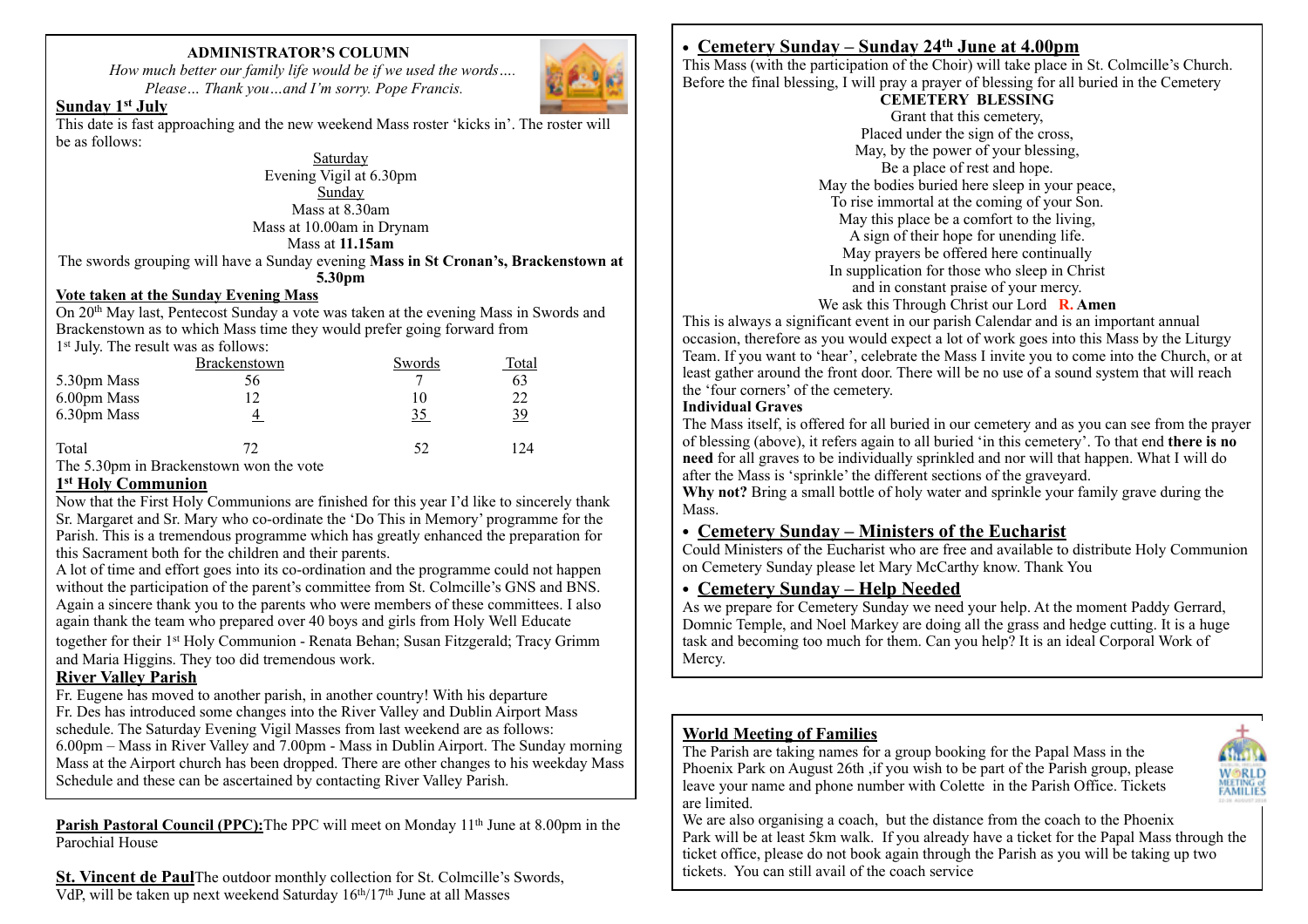## ADMINISTRATOR'S COLUMN

*How much better our family life would be if we used the words…. Please… Thank you…and I'm sorry. Pope Francis.*

### Sunday 1st July

This date is fast approaching and the new weekend Mass roster 'kicks in'. The roster will be as follows:

Saturday
Evening Vigil at 6.30pm
Sunday
Mass at 8.30am
Mass at 10.00am in Drynam
Mass at **11.15am**

The swords grouping will have a Sunday evening **Mass in St Cronan's, Brackenstown at 5.30pm**

### Vote taken at the Sunday Evening Mass

On 20th May last, Pentecost Sunday a vote was taken at the evening Mass in Swords and Brackenstown as to which Mass time they would prefer going forward from 1st July. The result was as follows:

| | Brackenstown | Swords | Total |
|---|---|---|---|
| 5.30pm Mass | 56 | 7 | 63 |
| 6.00pm Mass | 12 | 10 | 22 |
| 6.30pm Mass | 4 | 35 | 39 |
| Total | 72 | 52 | 124 |

The 5.30pm in Brackenstown won the vote

### 1st Holy Communion

Now that the First Holy Communions are finished for this year I'd like to sincerely thank Sr. Margaret and Sr. Mary who co-ordinate the 'Do This in Memory' programme for the Parish. This is a tremendous programme which has greatly enhanced the preparation for this Sacrament both for the children and their parents.

A lot of time and effort goes into its co-ordination and the programme could not happen without the participation of the parent's committee from St. Colmcille's GNS and BNS. Again a sincere thank you to the parents who were members of these committees. I also again thank the team who prepared over 40 boys and girls from Holy Well Educate together for their 1st Holy Communion - Renata Behan; Susan Fitzgerald; Tracy Grimm and Maria Higgins. They too did tremendous work.

### River Valley Parish

Fr. Eugene has moved to another parish, in another country! With his departure Fr. Des has introduced some changes into the River Valley and Dublin Airport Mass schedule. The Saturday Evening Vigil Masses from last weekend are as follows: 6.00pm – Mass in River Valley and 7.00pm - Mass in Dublin Airport. The Sunday morning Mass at the Airport church has been dropped. There are other changes to his weekday Mass Schedule and these can be ascertained by contacting River Valley Parish.

**Parish Pastoral Council (PPC):** The PPC will meet on Monday 11th June at 8.00pm in the Parochial House

**St. Vincent de Paul** The outdoor monthly collection for St. Colmcille's Swords, VdP, will be taken up next weekend Saturday 16th/17th June at all Masses

### • Cemetery Sunday – Sunday 24th June at 4.00pm

This Mass (with the participation of the Choir) will take place in St. Colmcille's Church. Before the final blessing, I will pray a prayer of blessing for all buried in the Cemetery

**CEMETERY BLESSING**

Grant that this cemetery,
Placed under the sign of the cross,
May, by the power of your blessing,
Be a place of rest and hope.
May the bodies buried here sleep in your peace,
To rise immortal at the coming of your Son.
May this place be a comfort to the living,
A sign of their hope for unending life.
May prayers be offered here continually
In supplication for those who sleep in Christ
and in constant praise of your mercy.
We ask this Through Christ our Lord **R. Amen**

This is always a significant event in our parish Calendar and is an important annual occasion, therefore as you would expect a lot of work goes into this Mass by the Liturgy Team. If you want to 'hear', celebrate the Mass I invite you to come into the Church, or at least gather around the front door. There will be no use of a sound system that will reach the 'four corners' of the cemetery.

**Individual Graves**

The Mass itself, is offered for all buried in our cemetery and as you can see from the prayer of blessing (above), it refers again to all buried 'in this cemetery'. To that end **there is no need** for all graves to be individually sprinkled and nor will that happen. What I will do after the Mass is 'sprinkle' the different sections of the graveyard.

**Why not?** Bring a small bottle of holy water and sprinkle your family grave during the Mass.

### • Cemetery Sunday – Ministers of the Eucharist

Could Ministers of the Eucharist who are free and available to distribute Holy Communion on Cemetery Sunday please let Mary McCarthy know. Thank You

### • Cemetery Sunday – Help Needed

As we prepare for Cemetery Sunday we need your help. At the moment Paddy Gerrard, Domnic Temple, and Noel Markey are doing all the grass and hedge cutting. It is a huge task and becoming too much for them. Can you help? It is an ideal Corporal Work of Mercy.

### World Meeting of Families

The Parish are taking names for a group booking for the Papal Mass in the Phoenix Park on August 26th ,if you wish to be part of the Parish group, please leave your name and phone number with Colette in the Parish Office. Tickets are limited.

We are also organising a coach, but the distance from the coach to the Phoenix Park will be at least 5km walk. If you already have a ticket for the Papal Mass through the ticket office, please do not book again through the Parish as you will be taking up two tickets. You can still avail of the coach service